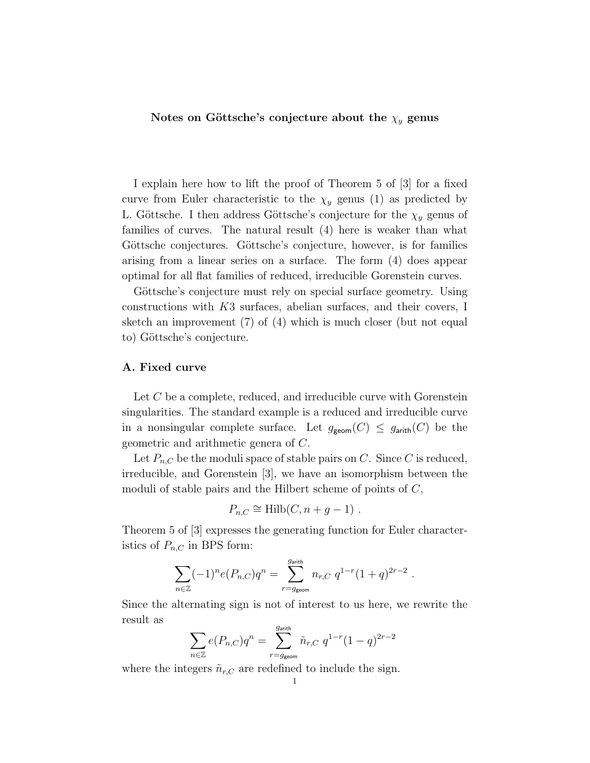**Notes on Göttsche's conjecture about the $\chi_y$ genus**

I explain here how to lift the proof of Theorem 5 of [3] for a fixed curve from Euler characteristic to the $\chi_y$ genus (1) as predicted by L. Göttsche. I then address Göttsche's conjecture for the $\chi_y$ genus of families of curves. The natural result (4) here is weaker than what Göttsche conjectures. Göttsche's conjecture, however, is for families arising from a linear series on a surface. The form (4) does appear optimal for all flat families of reduced, irreducible Gorenstein curves.

Göttsche's conjecture must rely on special surface geometry. Using constructions with $K3$ surfaces, abelian surfaces, and their covers, I sketch an improvement (7) of (4) which is much closer (but not equal to) Göttsche's conjecture.

## A. Fixed curve

Let $C$ be a complete, reduced, and irreducible curve with Gorenstein singularities. The standard example is a reduced and irreducible curve in a nonsingular complete surface. Let $g_{\mathsf{geom}}(C) \leq g_{\mathsf{arith}}(C)$ be the geometric and arithmetic genera of $C$.

Let $P_{n,C}$ be the moduli space of stable pairs on $C$. Since $C$ is reduced, irreducible, and Gorenstein [3], we have an isomorphism between the moduli of stable pairs and the Hilbert scheme of points of $C$,

$$P_{n,C} \cong \mathrm{Hilb}(C, n+g-1) \ .$$

Theorem 5 of [3] expresses the generating function for Euler characteristics of $P_{n,C}$ in BPS form:

$$\sum_{n\in\mathbb{Z}} (-1)^n e(P_{n,C}) q^n = \sum_{r=g_{\mathsf{geom}}}^{g_{\mathsf{arith}}} n_{r,C} \ q^{1-r}(1+q)^{2r-2} \ .$$

Since the alternating sign is not of interest to us here, we rewrite the result as

$$\sum_{n\in\mathbb{Z}} e(P_{n,C}) q^n = \sum_{r=g_{\mathsf{geom}}}^{g_{\mathsf{arith}}} \tilde{n}_{r,C} \ q^{1-r}(1-q)^{2r-2}$$

where the integers $\tilde{n}_{r,C}$ are redefined to include the sign.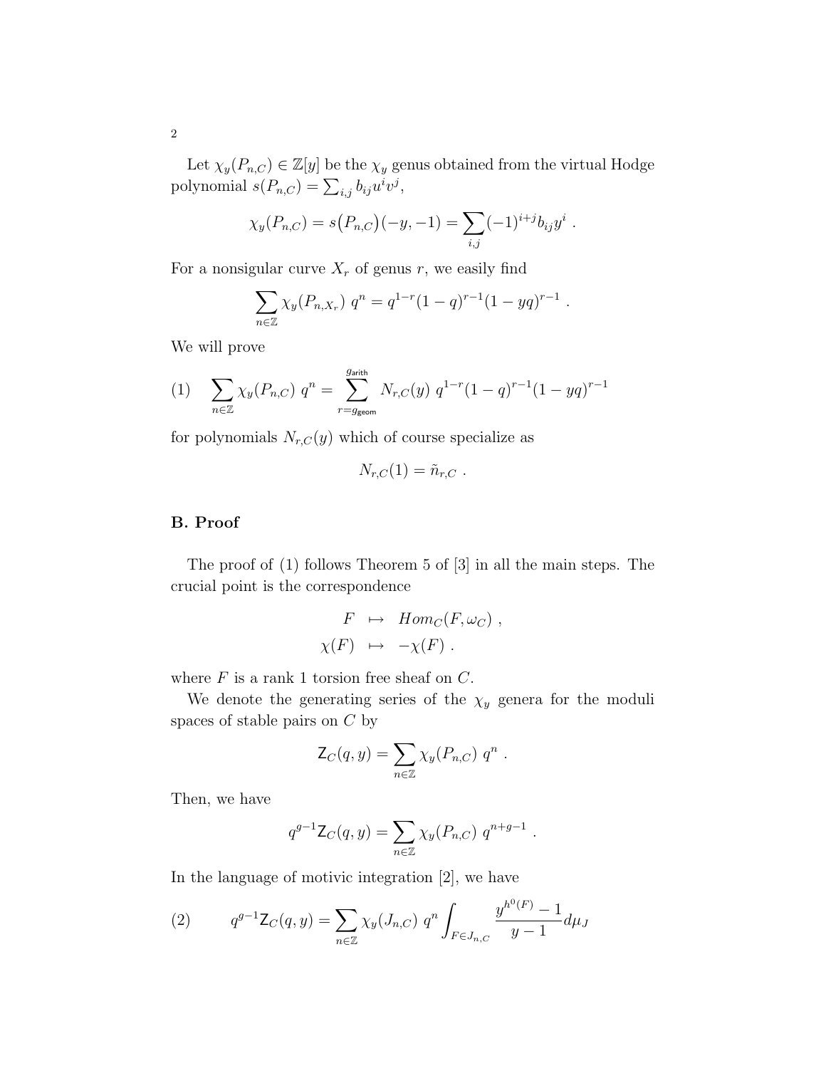Let $\chi_y(P_{n,C}) \in \mathbb{Z}[y]$ be the $\chi_y$ genus obtained from the virtual Hodge polynomial $s(P_{n,C}) = \sum_{i,j} b_{ij} u^i v^j$,

$$\chi_y(P_{n,C}) = s\big(P_{n,C}\big)(-y,-1) = \sum_{i,j} (-1)^{i+j} b_{ij} y^i \ .$$

For a nonsingular curve $X_r$ of genus $r$, we easily find

$$\sum_{n\in\mathbb{Z}} \chi_y(P_{n,X_r})\ q^n = q^{1-r}(1-q)^{r-1}(1-yq)^{r-1} \ .$$

We will prove

$$\sum_{n\in\mathbb{Z}} \chi_y(P_{n,C})\ q^n = \sum_{r=g_{\mathsf{geom}}}^{g_{\mathsf{arith}}} N_{r,C}(y)\ q^{1-r}(1-q)^{r-1}(1-yq)^{r-1} \tag{1}$$

for polynomials $N_{r,C}(y)$ which of course specialize as

$$N_{r,C}(1) = \tilde{n}_{r,C} \ .$$

## B. Proof

The proof of (1) follows Theorem 5 of [3] in all the main steps. The crucial point is the correspondence

$$\begin{aligned} F &\mapsto Hom_C(F, \omega_C)\ , \\ \chi(F) &\mapsto -\chi(F)\ . \end{aligned}$$

where $F$ is a rank 1 torsion free sheaf on $C$.

We denote the generating series of the $\chi_y$ genera for the moduli spaces of stable pairs on $C$ by

$$\mathsf{Z}_C(q,y) = \sum_{n\in\mathbb{Z}} \chi_y(P_{n,C})\ q^n \ .$$

Then, we have

$$q^{g-1}\mathsf{Z}_C(q,y) = \sum_{n\in\mathbb{Z}} \chi_y(P_{n,C})\ q^{n+g-1} \ .$$

In the language of motivic integration [2], we have

$$q^{g-1}\mathsf{Z}_C(q,y) = \sum_{n\in\mathbb{Z}} \chi_y(J_{n,C})\ q^n \int_{F\in J_{n,C}} \frac{y^{h^0(F)}-1}{y-1} d\mu_J \tag{2}$$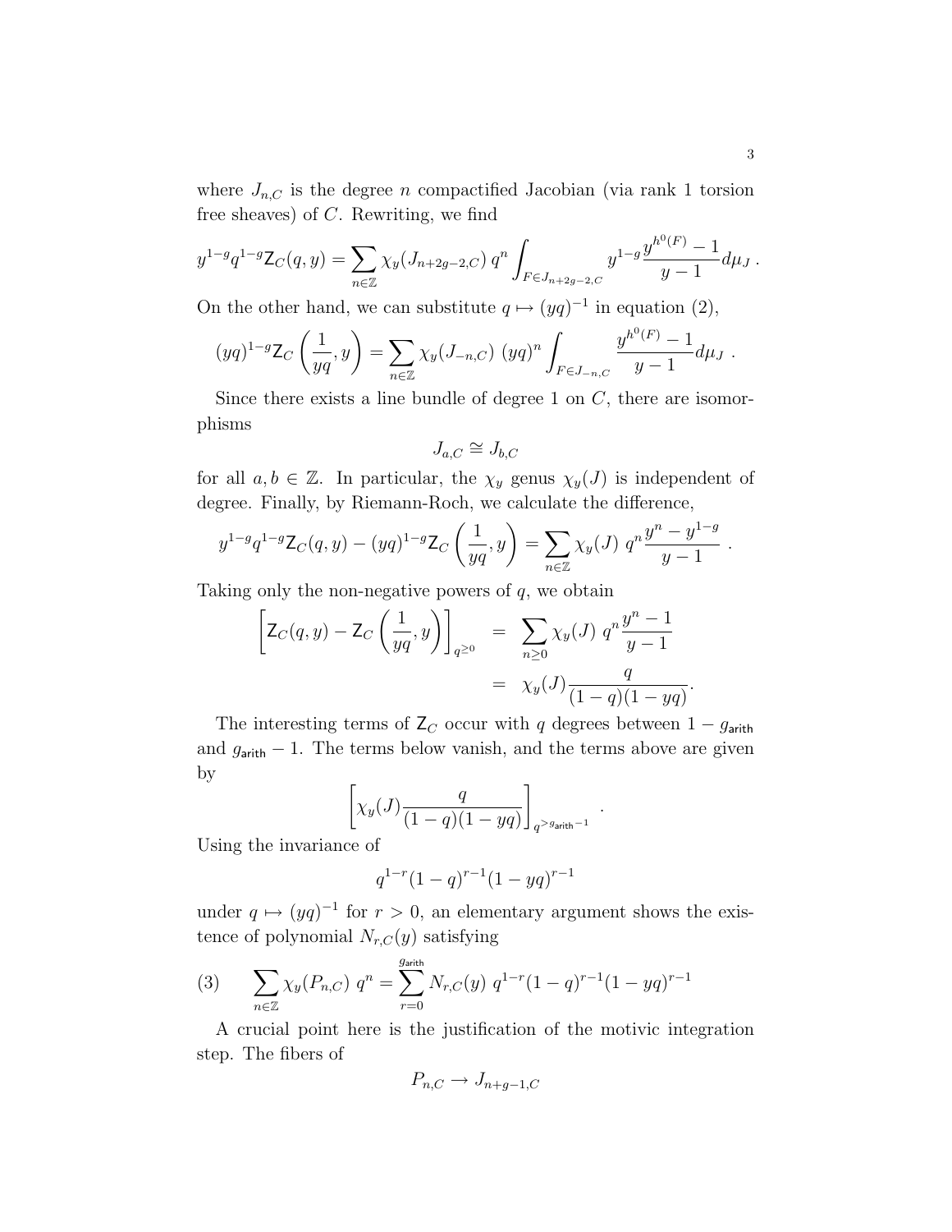where $J_{n,C}$ is the degree $n$ compactified Jacobian (via rank 1 torsion free sheaves) of $C$. Rewriting, we find

$$y^{1-g}q^{1-g}\mathsf{Z}_C(q,y) = \sum_{n\in\mathbb{Z}} \chi_y(J_{n+2g-2,C})\, q^n \int_{F\in J_{n+2g-2,C}} y^{1-g}\frac{y^{h^0(F)}-1}{y-1} d\mu_J \,.$$

On the other hand, we can substitute $q \mapsto (yq)^{-1}$ in equation (2),

$$(yq)^{1-g}\mathsf{Z}_C\left(\frac{1}{yq}, y\right) = \sum_{n\in\mathbb{Z}} \chi_y(J_{-n,C})\ (yq)^n \int_{F\in J_{-n,C}} \frac{y^{h^0(F)}-1}{y-1} d\mu_J \,.$$

Since there exists a line bundle of degree 1 on $C$, there are isomorphisms

$$J_{a,C} \cong J_{b,C}$$

for all $a, b \in \mathbb{Z}$. In particular, the $\chi_y$ genus $\chi_y(J)$ is independent of degree. Finally, by Riemann-Roch, we calculate the difference,

$$y^{1-g}q^{1-g}\mathsf{Z}_C(q,y) - (yq)^{1-g}\mathsf{Z}_C\left(\frac{1}{yq}, y\right) = \sum_{n\in\mathbb{Z}} \chi_y(J)\ q^n \frac{y^n - y^{1-g}}{y-1} \,.$$

Taking only the non-negative powers of $q$, we obtain

$$\begin{aligned}
\left[\mathsf{Z}_C(q,y) - \mathsf{Z}_C\left(\frac{1}{yq}, y\right)\right]_{q^{\geq 0}} &= \sum_{n\geq 0} \chi_y(J)\ q^n \frac{y^n - 1}{y-1} \\
&= \chi_y(J)\frac{q}{(1-q)(1-yq)}.
\end{aligned}$$

The interesting terms of $\mathsf{Z}_C$ occur with $q$ degrees between $1 - g_{\mathsf{arith}}$ and $g_{\mathsf{arith}} - 1$. The terms below vanish, and the terms above are given by

$$\left[\chi_y(J)\frac{q}{(1-q)(1-yq)}\right]_{q^{>g_{\mathsf{arith}}-1}} .$$

Using the invariance of

$$q^{1-r}(1-q)^{r-1}(1-yq)^{r-1}$$

under $q \mapsto (yq)^{-1}$ for $r > 0$, an elementary argument shows the existence of polynomial $N_{r,C}(y)$ satisfying

$$(3) \qquad \sum_{n\in\mathbb{Z}} \chi_y(P_{n,C})\ q^n = \sum_{r=0}^{g_{\mathsf{arith}}} N_{r,C}(y)\ q^{1-r}(1-q)^{r-1}(1-yq)^{r-1}$$

A crucial point here is the justification of the motivic integration step. The fibers of

$$P_{n,C} \to J_{n+g-1,C}$$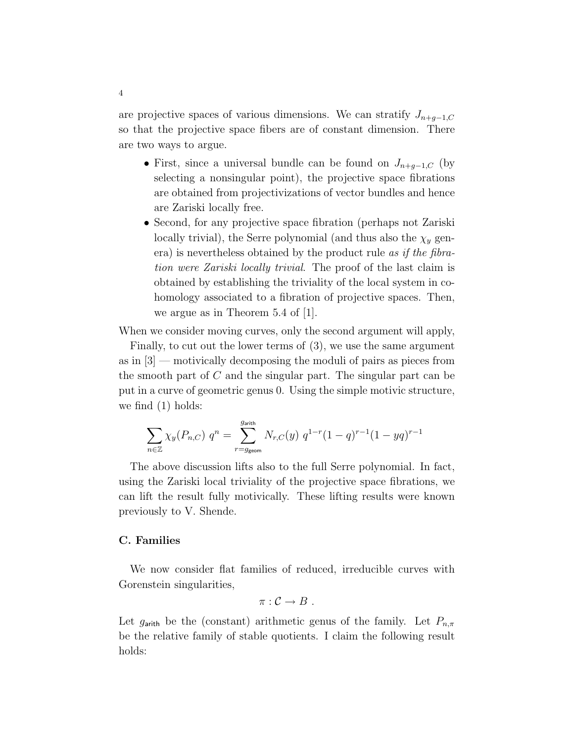are projective spaces of various dimensions. We can stratify $J_{n+g-1,C}$ so that the projective space fibers are of constant dimension. There are two ways to argue.

- First, since a universal bundle can be found on $J_{n+g-1,C}$ (by selecting a nonsingular point), the projective space fibrations are obtained from projectivizations of vector bundles and hence are Zariski locally free.
- Second, for any projective space fibration (perhaps not Zariski locally trivial), the Serre polynomial (and thus also the $\chi_y$ genera) is nevertheless obtained by the product rule *as if the fibration were Zariski locally trivial*. The proof of the last claim is obtained by establishing the triviality of the local system in cohomology associated to a fibration of projective spaces. Then, we argue as in Theorem 5.4 of [1].

When we consider moving curves, only the second argument will apply,

Finally, to cut out the lower terms of (3), we use the same argument as in [3] — motivically decomposing the moduli of pairs as pieces from the smooth part of $C$ and the singular part. The singular part can be put in a curve of geometric genus 0. Using the simple motivic structure, we find (1) holds:

$$\sum_{n\in\mathbb{Z}} \chi_y(P_{n,C})\ q^n = \sum_{r=g_{\mathsf{geom}}}^{g_{\mathsf{arith}}} N_{r,C}(y)\ q^{1-r}(1-q)^{r-1}(1-yq)^{r-1}$$

The above discussion lifts also to the full Serre polynomial. In fact, using the Zariski local triviality of the projective space fibrations, we can lift the result fully motivically. These lifting results were known previously to V. Shende.

### C. Families

We now consider flat families of reduced, irreducible curves with Gorenstein singularities,

$$\pi : \mathcal{C} \to B\ .$$

Let $g_{\mathsf{arith}}$ be the (constant) arithmetic genus of the family. Let $P_{n,\pi}$ be the relative family of stable quotients. I claim the following result holds: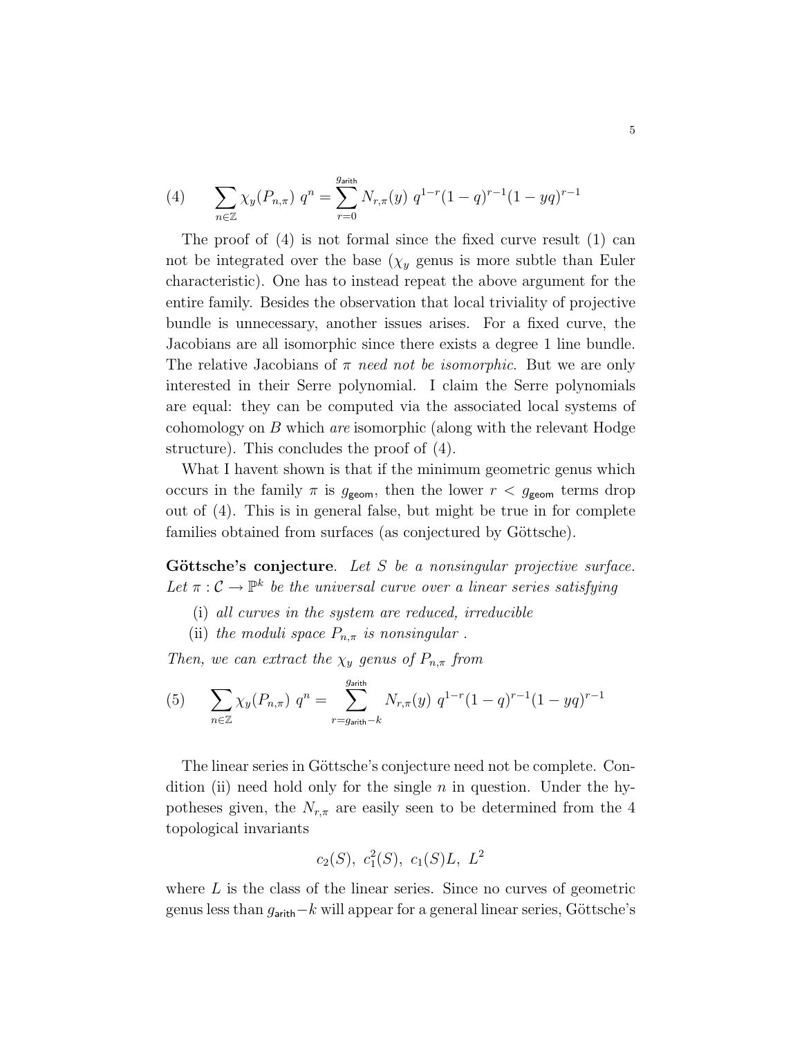$$(4) \qquad \sum_{n \in \mathbb{Z}} \chi_y(P_{n,\pi})\; q^n = \sum_{r=0}^{g_{\mathsf{arith}}} N_{r,\pi}(y)\; q^{1-r}(1-q)^{r-1}(1-yq)^{r-1}$$

The proof of (4) is not formal since the fixed curve result (1) can not be integrated over the base ($\chi_y$ genus is more subtle than Euler characteristic). One has to instead repeat the above argument for the entire family. Besides the observation that local triviality of projective bundle is unnecessary, another issues arises. For a fixed curve, the Jacobians are all isomorphic since there exists a degree 1 line bundle. The relative Jacobians of $\pi$ *need not be isomorphic*. But we are only interested in their Serre polynomial. I claim the Serre polynomials are equal: they can be computed via the associated local systems of cohomology on $B$ which *are* isomorphic (along with the relevant Hodge structure). This concludes the proof of (4).

What I havent shown is that if the minimum geometric genus which occurs in the family $\pi$ is $g_{\mathsf{geom}}$, then the lower $r < g_{\mathsf{geom}}$ terms drop out of (4). This is in general false, but might be true in for complete families obtained from surfaces (as conjectured by Göttsche).

**Göttsche's conjecture**. *Let $S$ be a nonsingular projective surface. Let $\pi : \mathcal{C} \to \mathbb{P}^k$ be the universal curve over a linear series satisfying*

(i) *all curves in the system are reduced, irreducible*

(ii) *the moduli space $P_{n,\pi}$ is nonsingular .*

*Then, we can extract the $\chi_y$ genus of $P_{n,\pi}$ from*

$$(5) \qquad \sum_{n \in \mathbb{Z}} \chi_y(P_{n,\pi})\; q^n = \sum_{r=g_{\mathsf{arith}}-k}^{g_{\mathsf{arith}}} N_{r,\pi}(y)\; q^{1-r}(1-q)^{r-1}(1-yq)^{r-1}$$

The linear series in Göttsche's conjecture need not be complete. Condition (ii) need hold only for the single $n$ in question. Under the hypotheses given, the $N_{r,\pi}$ are easily seen to be determined from the 4 topological invariants

$$c_2(S),\; c_1^2(S),\; c_1(S)L,\; L^2$$

where $L$ is the class of the linear series. Since no curves of geometric genus less than $g_{\mathsf{arith}} - k$ will appear for a general linear series, Göttsche's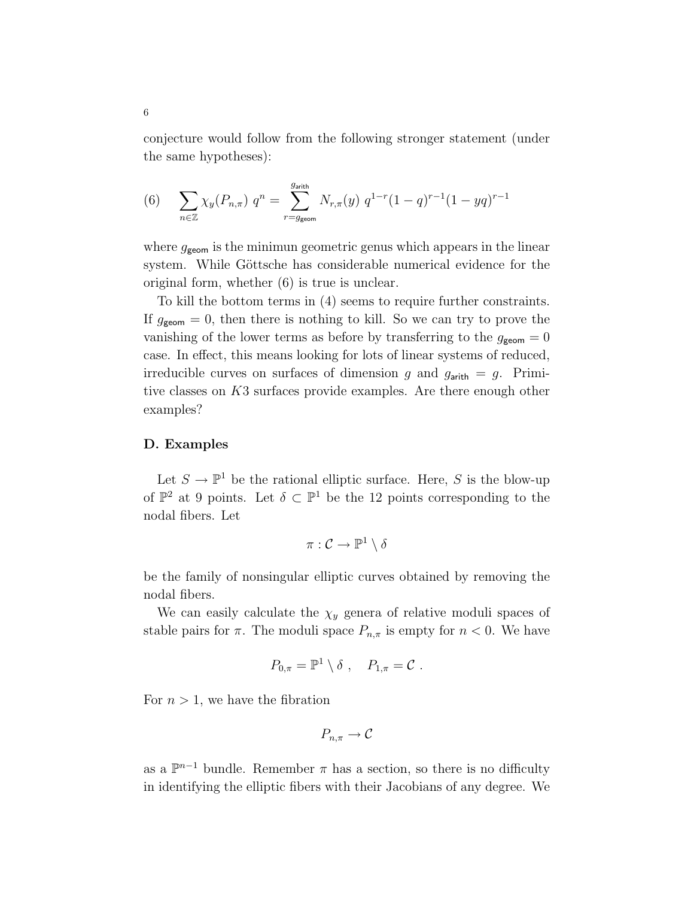conjecture would follow from the following stronger statement (under the same hypotheses):

$$(6) \qquad \sum_{n\in\mathbb{Z}} \chi_y(P_{n,\pi})\ q^n = \sum_{r=g_{\mathsf{geom}}}^{g_{\mathsf{arith}}} N_{r,\pi}(y)\ q^{1-r}(1-q)^{r-1}(1-yq)^{r-1}$$

where $g_{\mathsf{geom}}$ is the minimun geometric genus which appears in the linear system. While Göttsche has considerable numerical evidence for the original form, whether (6) is true is unclear.

To kill the bottom terms in (4) seems to require further constraints. If $g_{\mathsf{geom}} = 0$, then there is nothing to kill. So we can try to prove the vanishing of the lower terms as before by transferring to the $g_{\mathsf{geom}} = 0$ case. In effect, this means looking for lots of linear systems of reduced, irreducible curves on surfaces of dimension $g$ and $g_{\mathsf{arith}} = g$. Primitive classes on $K3$ surfaces provide examples. Are there enough other examples?

**D. Examples**

Let $S \to \mathbb{P}^1$ be the rational elliptic surface. Here, $S$ is the blow-up of $\mathbb{P}^2$ at 9 points. Let $\delta \subset \mathbb{P}^1$ be the 12 points corresponding to the nodal fibers. Let

$$\pi : \mathcal{C} \to \mathbb{P}^1 \setminus \delta$$

be the family of nonsingular elliptic curves obtained by removing the nodal fibers.

We can easily calculate the $\chi_y$ genera of relative moduli spaces of stable pairs for $\pi$. The moduli space $P_{n,\pi}$ is empty for $n < 0$. We have

$$P_{0,\pi} = \mathbb{P}^1 \setminus \delta\ , \quad P_{1,\pi} = \mathcal{C}\ .$$

For $n > 1$, we have the fibration

$$P_{n,\pi} \to \mathcal{C}$$

as a $\mathbb{P}^{n-1}$ bundle. Remember $\pi$ has a section, so there is no difficulty in identifying the elliptic fibers with their Jacobians of any degree. We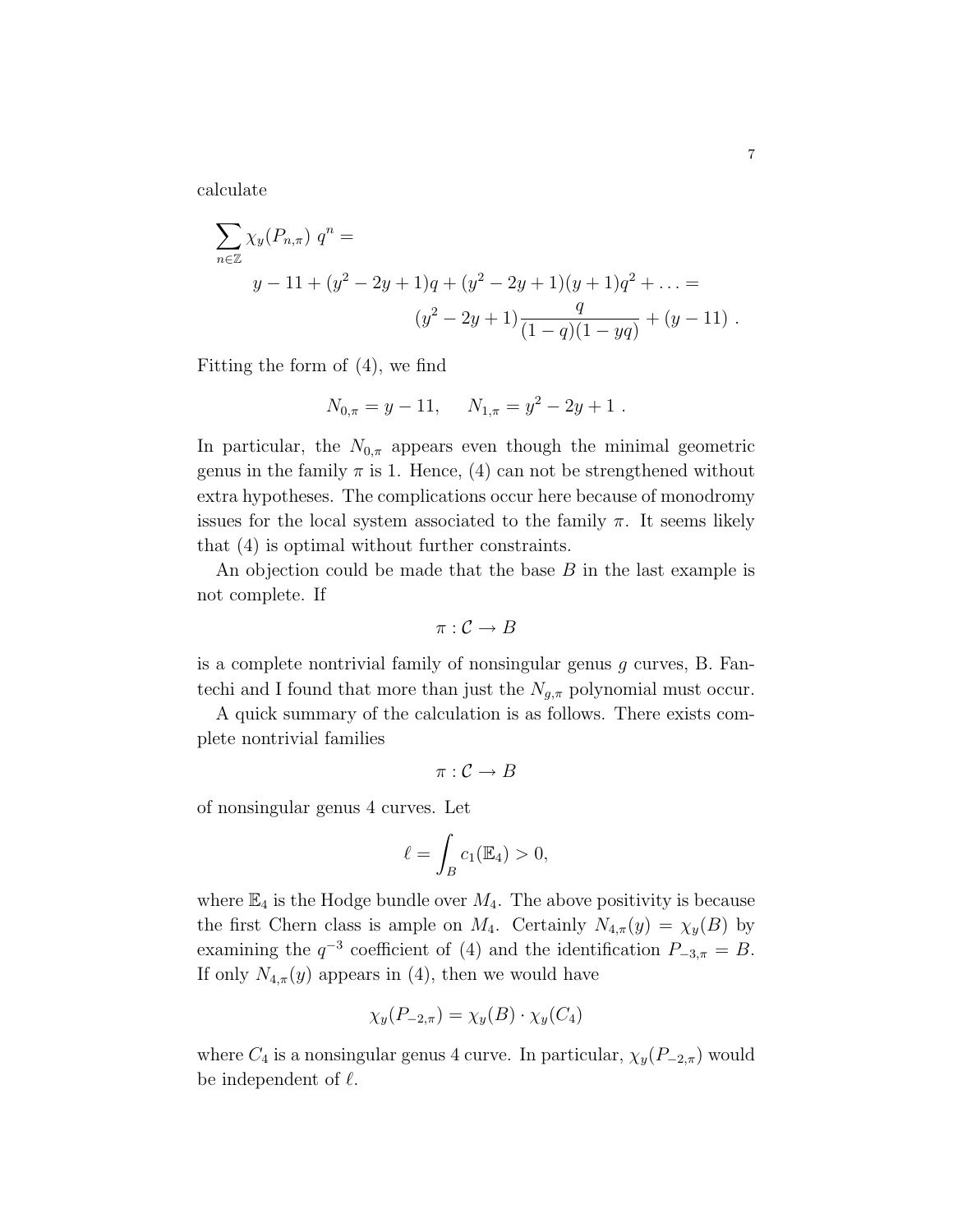calculate

$$\sum_{n \in \mathbb{Z}} \chi_y(P_{n,\pi})\ q^n =$$

$$y - 11 + (y^2 - 2y + 1)q + (y^2 - 2y + 1)(y + 1)q^2 + \ldots =$$

$$(y^2 - 2y + 1)\frac{q}{(1-q)(1-yq)} + (y - 11)\ .$$

Fitting the form of (4), we find

$$N_{0,\pi} = y - 11, \quad N_{1,\pi} = y^2 - 2y + 1\ .$$

In particular, the $N_{0,\pi}$ appears even though the minimal geometric genus in the family $\pi$ is 1. Hence, (4) can not be strengthened without extra hypotheses. The complications occur here because of monodromy issues for the local system associated to the family $\pi$. It seems likely that (4) is optimal without further constraints.

An objection could be made that the base $B$ in the last example is not complete. If

$$\pi : \mathcal{C} \to B$$

is a complete nontrivial family of nonsingular genus $g$ curves, B. Fantechi and I found that more than just the $N_{g,\pi}$ polynomial must occur.

A quick summary of the calculation is as follows. There exists complete nontrivial families

$$\pi : \mathcal{C} \to B$$

of nonsingular genus 4 curves. Let

$$\ell = \int_B c_1(\mathbb{E}_4) > 0,$$

where $\mathbb{E}_4$ is the Hodge bundle over $M_4$. The above positivity is because the first Chern class is ample on $M_4$. Certainly $N_{4,\pi}(y) = \chi_y(B)$ by examining the $q^{-3}$ coefficient of (4) and the identification $P_{-3,\pi} = B$. If only $N_{4,\pi}(y)$ appears in (4), then we would have

$$\chi_y(P_{-2,\pi}) = \chi_y(B) \cdot \chi_y(C_4)$$

where $C_4$ is a nonsingular genus 4 curve. In particular, $\chi_y(P_{-2,\pi})$ would be independent of $\ell$.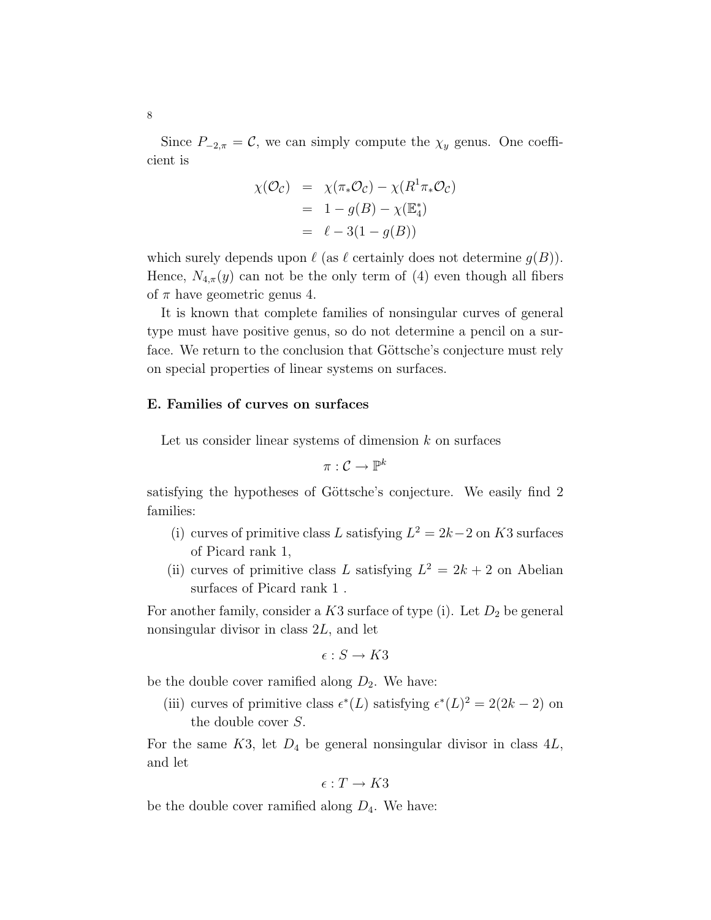Since $P_{-2,\pi} = \mathcal{C}$, we can simply compute the $\chi_y$ genus. One coefficient is

$$
\begin{aligned}
\chi(\mathcal{O}_\mathcal{C}) &= \chi(\pi_*\mathcal{O}_\mathcal{C}) - \chi(R^1\pi_*\mathcal{O}_\mathcal{C}) \\
&= 1 - g(B) - \chi(\mathbb{E}_4^*) \\
&= \ell - 3(1 - g(B))
\end{aligned}
$$

which surely depends upon $\ell$ (as $\ell$ certainly does not determine $g(B)$). Hence, $N_{4,\pi}(y)$ can not be the only term of (4) even though all fibers of $\pi$ have geometric genus 4.

It is known that complete families of nonsingular curves of general type must have positive genus, so do not determine a pencil on a surface. We return to the conclusion that Göttsche's conjecture must rely on special properties of linear systems on surfaces.

**E. Families of curves on surfaces**

Let us consider linear systems of dimension $k$ on surfaces

$$\pi : \mathcal{C} \to \mathbb{P}^k$$

satisfying the hypotheses of Göttsche's conjecture. We easily find 2 families:

(i) curves of primitive class $L$ satisfying $L^2 = 2k-2$ on $K3$ surfaces of Picard rank 1,

(ii) curves of primitive class $L$ satisfying $L^2 = 2k+2$ on Abelian surfaces of Picard rank 1 .

For another family, consider a $K3$ surface of type (i). Let $D_2$ be general nonsingular divisor in class $2L$, and let

$$\epsilon : S \to K3$$

be the double cover ramified along $D_2$. We have:

(iii) curves of primitive class $\epsilon^*(L)$ satisfying $\epsilon^*(L)^2 = 2(2k-2)$ on the double cover $S$.

For the same $K3$, let $D_4$ be general nonsingular divisor in class $4L$, and let

$$\epsilon : T \to K3$$

be the double cover ramified along $D_4$. We have: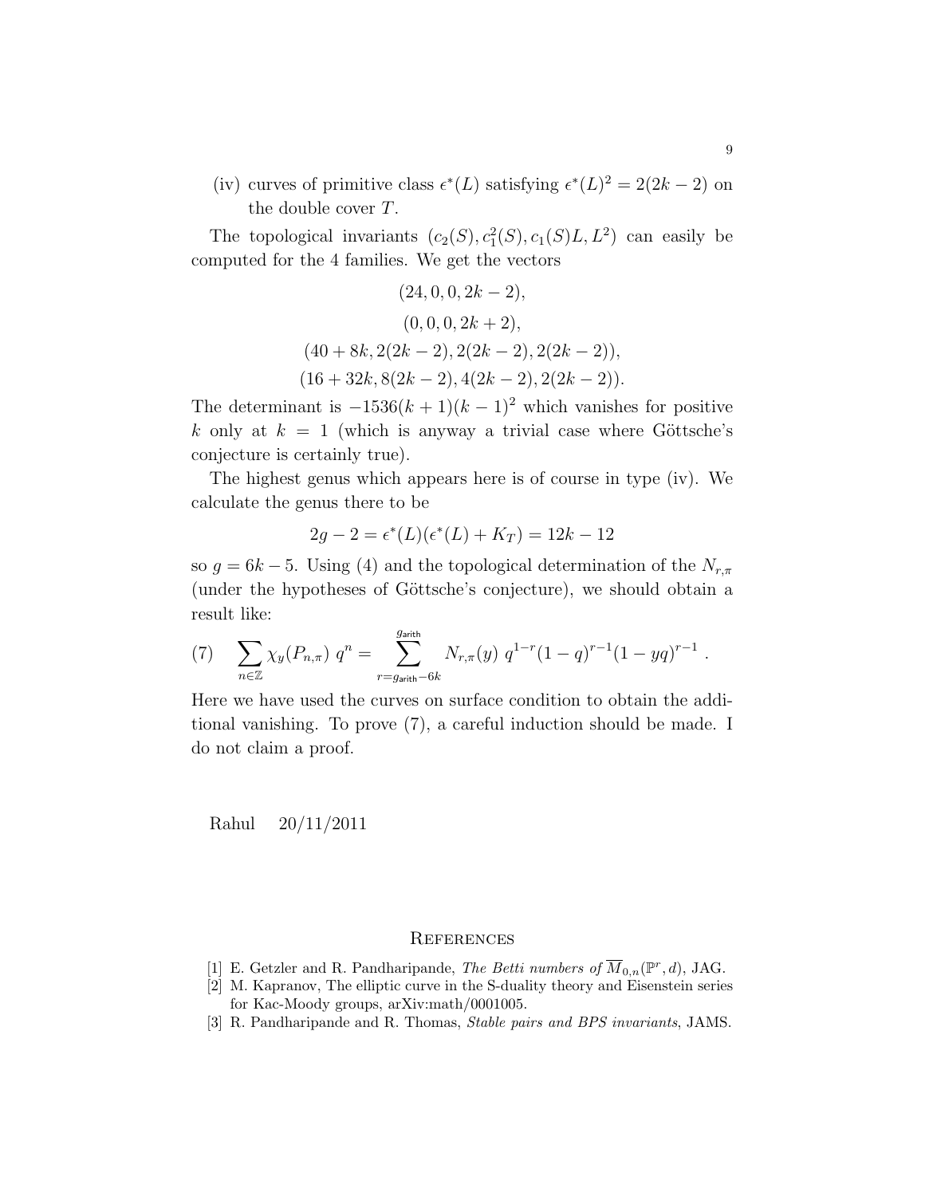(iv) curves of primitive class $\epsilon^*(L)$ satisfying $\epsilon^*(L)^2 = 2(2k-2)$ on the double cover $T$.

The topological invariants $(c_2(S), c_1^2(S), c_1(S)L, L^2)$ can easily be computed for the 4 families. We get the vectors

$$
\begin{gathered}
(24, 0, 0, 2k-2), \\
(0, 0, 0, 2k+2), \\
(40+8k, 2(2k-2), 2(2k-2), 2(2k-2)), \\
(16+32k, 8(2k-2), 4(2k-2), 2(2k-2)).
\end{gathered}
$$

The determinant is $-1536(k+1)(k-1)^2$ which vanishes for positive $k$ only at $k=1$ (which is anyway a trivial case where Göttsche's conjecture is certainly true).

The highest genus which appears here is of course in type (iv). We calculate the genus there to be

$$
2g-2 = \epsilon^*(L)(\epsilon^*(L) + K_T) = 12k - 12
$$

so $g = 6k-5$. Using (4) and the topological determination of the $N_{r,\pi}$ (under the hypotheses of Göttsche's conjecture), we should obtain a result like:

$$
(7) \quad \sum_{n \in \mathbb{Z}} \chi_y(P_{n,\pi})\ q^n = \sum_{r=g_{\mathsf{arith}}-6k}^{g_{\mathsf{arith}}} N_{r,\pi}(y)\ q^{1-r}(1-q)^{r-1}(1-yq)^{r-1}\ .
$$

Here we have used the curves on surface condition to obtain the additional vanishing. To prove (7), a careful induction should be made. I do not claim a proof.

Rahul  20/11/2011

## References

[1] E. Getzler and R. Pandharipande, *The Betti numbers of $\overline{M}_{0,n}(\mathbb{P}^r, d)$*, JAG.

[2] M. Kapranov, The elliptic curve in the S-duality theory and Eisenstein series for Kac-Moody groups, arXiv:math/0001005.

[3] R. Pandharipande and R. Thomas, *Stable pairs and BPS invariants*, JAMS.